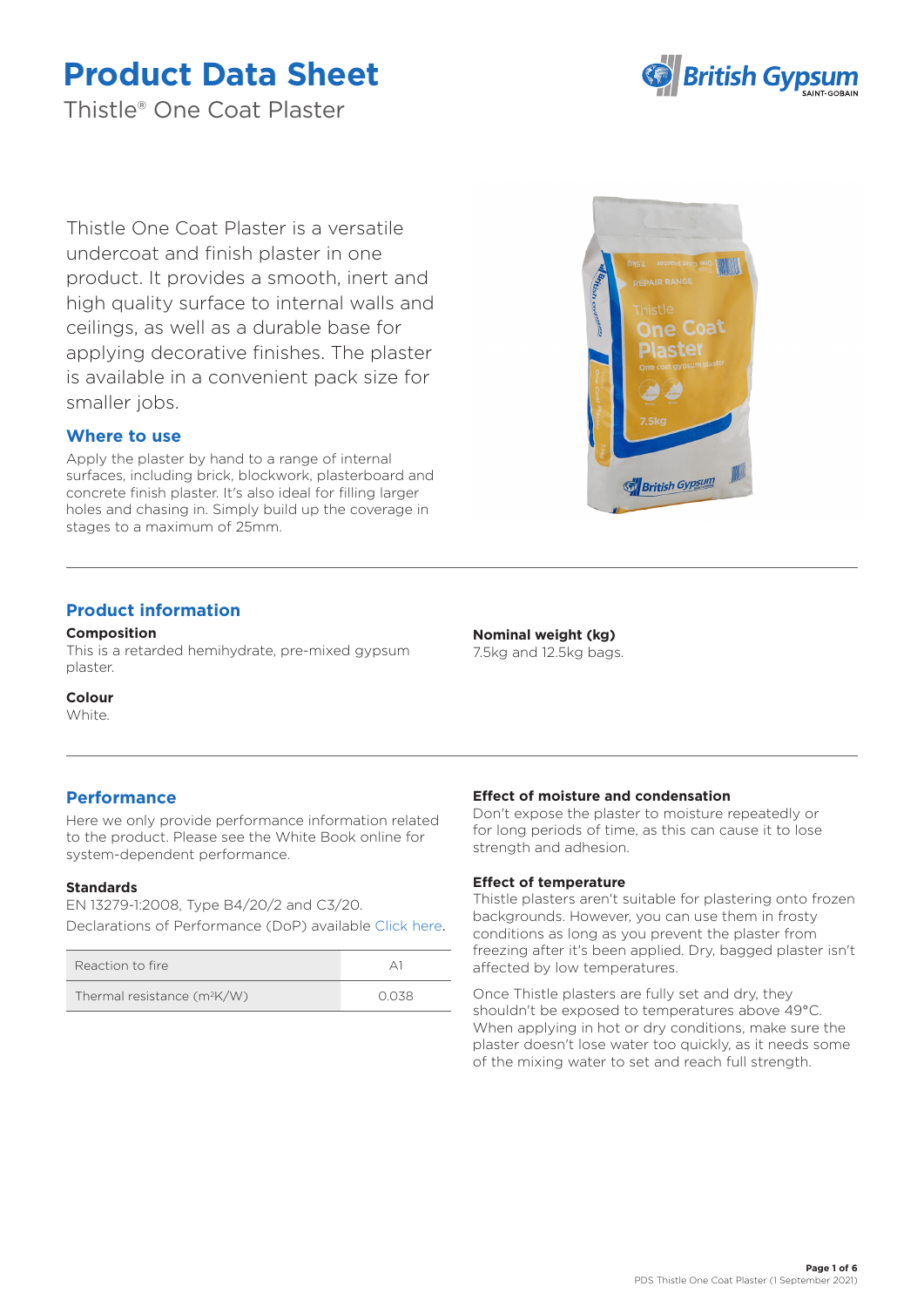# Product Data Sheet

Thistle® One Coat Plaster

Thistle One Coat Plaster is a versatile undercoat and finish plaster in one product. It provides a smooth, inert and high quality surface to internal walls and ceilings, as well as a durable base for applying decorative finishes. The plaster is available in a convenient pack size for smaller jobs.

## Where to use

Apply the plaster by hand to a range of internal surfaces, including brick, blockwork, plasterboard and concrete finish plaster. It's also ideal for filling larger holes and chasing in. Simply build up the coverage in stages to a maximum of 25mm.

## Product information

**Composition**
This is a retarded hemihydrate, pre-mixed gypsum plaster.

**Colour**
White.

**Nominal weight (kg)**
7.5kg and 12.5kg bags.

## Performance

Here we only provide performance information related to the product. Please see the White Book online for system-dependent performance.

**Standards**
EN 13279-1:2008, Type B4/20/2 and C3/20.

Declarations of Performance (DoP) available Click here.

| Reaction to fire | A1 |
|---|---|
| Thermal resistance ($m^2K/W$) | 0.038 |

**Effect of moisture and condensation**
Don't expose the plaster to moisture repeatedly or for long periods of time, as this can cause it to lose strength and adhesion.

**Effect of temperature**
Thistle plasters aren't suitable for plastering onto frozen backgrounds. However, you can use them in frosty conditions as long as you prevent the plaster from freezing after it's been applied. Dry, bagged plaster isn't affected by low temperatures.

Once Thistle plasters are fully set and dry, they shouldn't be exposed to temperatures above 49°C. When applying in hot or dry conditions, make sure the plaster doesn't lose water too quickly, as it needs some of the mixing water to set and reach full strength.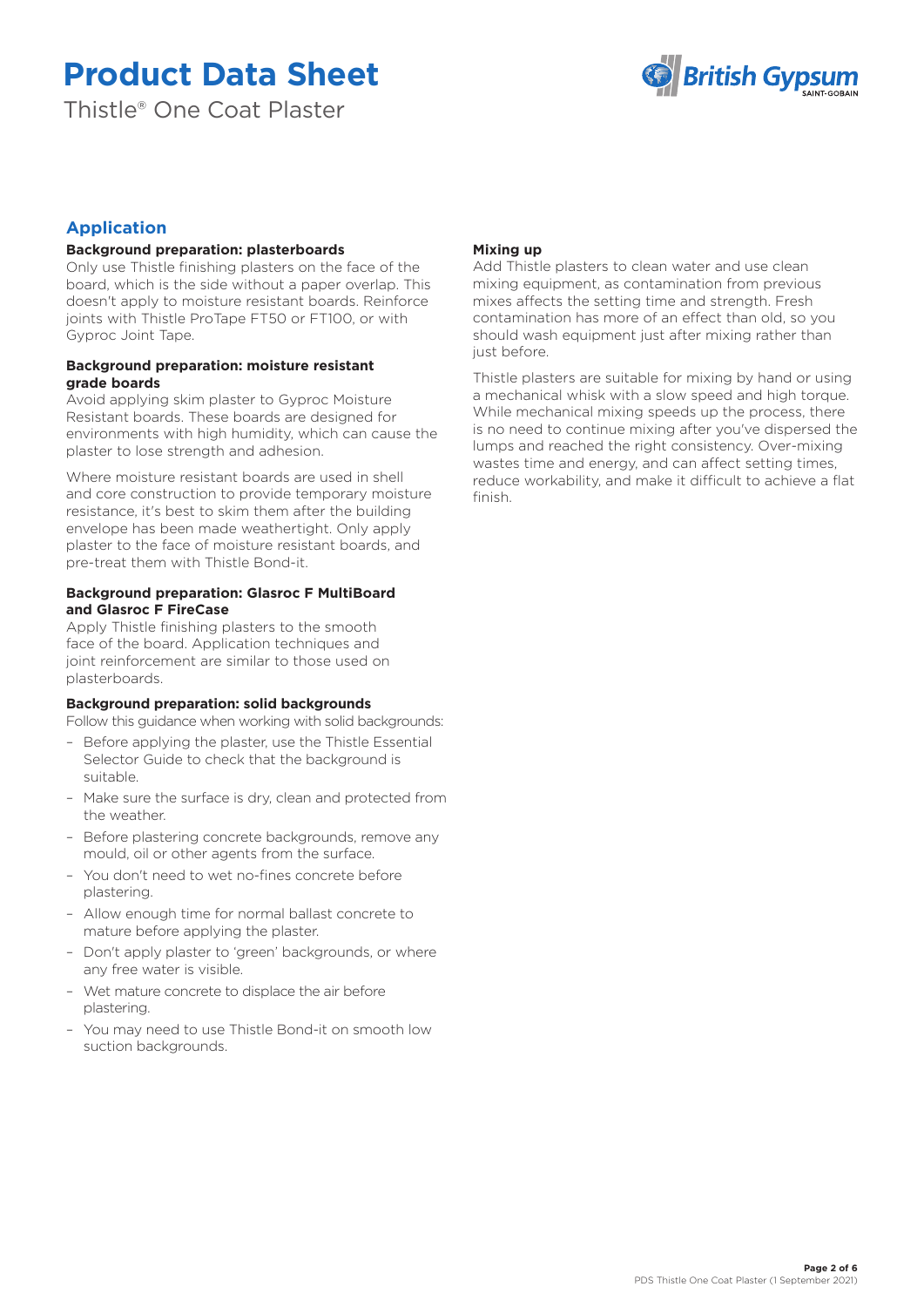## Application

### Background preparation: plasterboards

Only use Thistle finishing plasters on the face of the board, which is the side without a paper overlap. This doesn't apply to moisture resistant boards. Reinforce joints with Thistle ProTape FT50 or FT100, or with Gyproc Joint Tape.

### Background preparation: moisture resistant grade boards

Avoid applying skim plaster to Gyproc Moisture Resistant boards. These boards are designed for environments with high humidity, which can cause the plaster to lose strength and adhesion.

Where moisture resistant boards are used in shell and core construction to provide temporary moisture resistance, it's best to skim them after the building envelope has been made weathertight. Only apply plaster to the face of moisture resistant boards, and pre-treat them with Thistle Bond-it.

### Background preparation: Glasroc F MultiBoard and Glasroc F FireCase

Apply Thistle finishing plasters to the smooth face of the board. Application techniques and joint reinforcement are similar to those used on plasterboards.

### Background preparation: solid backgrounds

Follow this guidance when working with solid backgrounds:

- Before applying the plaster, use the Thistle Essential Selector Guide to check that the background is suitable.
- Make sure the surface is dry, clean and protected from the weather.
- Before plastering concrete backgrounds, remove any mould, oil or other agents from the surface.
- You don't need to wet no-fines concrete before plastering.
- Allow enough time for normal ballast concrete to mature before applying the plaster.
- Don't apply plaster to 'green' backgrounds, or where any free water is visible.
- Wet mature concrete to displace the air before plastering.
- You may need to use Thistle Bond-it on smooth low suction backgrounds.

### Mixing up

Add Thistle plasters to clean water and use clean mixing equipment, as contamination from previous mixes affects the setting time and strength. Fresh contamination has more of an effect than old, so you should wash equipment just after mixing rather than just before.

Thistle plasters are suitable for mixing by hand or using a mechanical whisk with a slow speed and high torque. While mechanical mixing speeds up the process, there is no need to continue mixing after you've dispersed the lumps and reached the right consistency. Over-mixing wastes time and energy, and can affect setting times, reduce workability, and make it difficult to achieve a flat finish.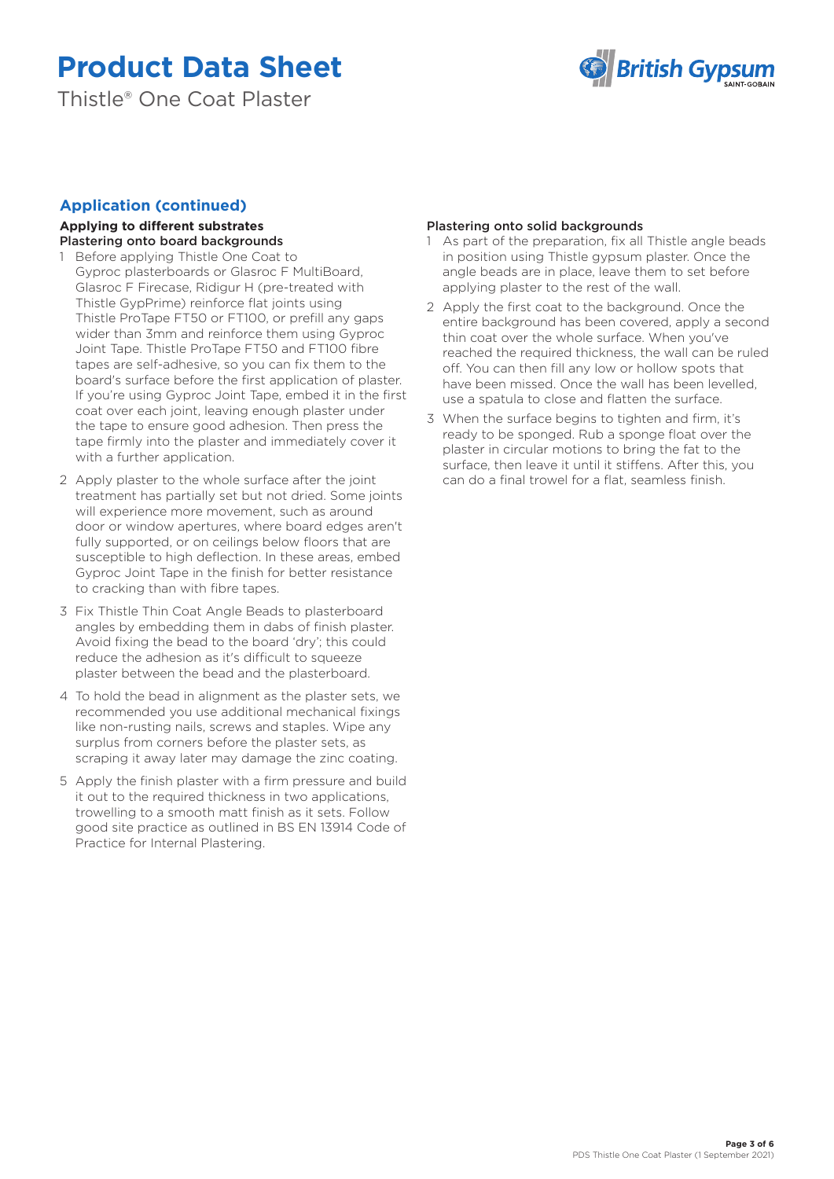## Application (continued)

### Applying to different substrates

**Plastering onto board backgrounds**

1. Before applying Thistle One Coat to Gyproc plasterboards or Glasroc F MultiBoard, Glasroc F Firecase, Ridigur H (pre-treated with Thistle GypPrime) reinforce flat joints using Thistle ProTape FT50 or FT100, or prefill any gaps wider than 3mm and reinforce them using Gyproc Joint Tape. Thistle ProTape FT50 and FT100 fibre tapes are self-adhesive, so you can fix them to the board's surface before the first application of plaster. If you're using Gyproc Joint Tape, embed it in the first coat over each joint, leaving enough plaster under the tape to ensure good adhesion. Then press the tape firmly into the plaster and immediately cover it with a further application.
2. Apply plaster to the whole surface after the joint treatment has partially set but not dried. Some joints will experience more movement, such as around door or window apertures, where board edges aren't fully supported, or on ceilings below floors that are susceptible to high deflection. In these areas, embed Gyproc Joint Tape in the finish for better resistance to cracking than with fibre tapes.
3. Fix Thistle Thin Coat Angle Beads to plasterboard angles by embedding them in dabs of finish plaster. Avoid fixing the bead to the board 'dry'; this could reduce the adhesion as it's difficult to squeeze plaster between the bead and the plasterboard.
4. To hold the bead in alignment as the plaster sets, we recommended you use additional mechanical fixings like non-rusting nails, screws and staples. Wipe any surplus from corners before the plaster sets, as scraping it away later may damage the zinc coating.
5. Apply the finish plaster with a firm pressure and build it out to the required thickness in two applications, trowelling to a smooth matt finish as it sets. Follow good site practice as outlined in BS EN 13914 Code of Practice for Internal Plastering.

**Plastering onto solid backgrounds**

1. As part of the preparation, fix all Thistle angle beads in position using Thistle gypsum plaster. Once the angle beads are in place, leave them to set before applying plaster to the rest of the wall.
2. Apply the first coat to the background. Once the entire background has been covered, apply a second thin coat over the whole surface. When you've reached the required thickness, the wall can be ruled off. You can then fill any low or hollow spots that have been missed. Once the wall has been levelled, use a spatula to close and flatten the surface.
3. When the surface begins to tighten and firm, it's ready to be sponged. Rub a sponge float over the plaster in circular motions to bring the fat to the surface, then leave it until it stiffens. After this, you can do a final trowel for a flat, seamless finish.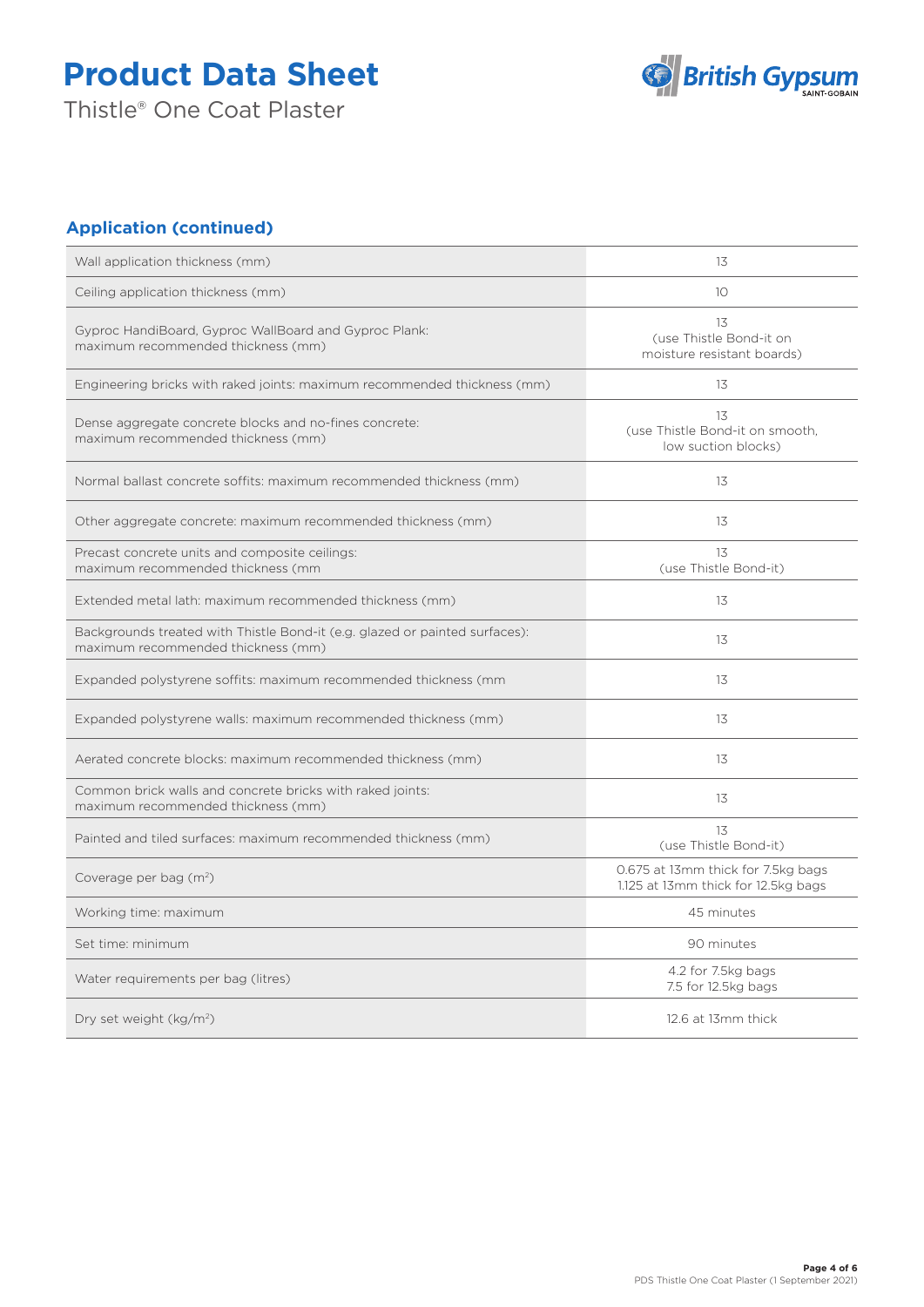## Application (continued)

| | |
|---|---|
| Wall application thickness (mm) | 13 |
| Ceiling application thickness (mm) | 10 |
| Gyproc HandiBoard, Gyproc WallBoard and Gyproc Plank: maximum recommended thickness (mm) | 13 (use Thistle Bond-it on moisture resistant boards) |
| Engineering bricks with raked joints: maximum recommended thickness (mm) | 13 |
| Dense aggregate concrete blocks and no-fines concrete: maximum recommended thickness (mm) | 13 (use Thistle Bond-it on smooth, low suction blocks) |
| Normal ballast concrete soffits: maximum recommended thickness (mm) | 13 |
| Other aggregate concrete: maximum recommended thickness (mm) | 13 |
| Precast concrete units and composite ceilings: maximum recommended thickness (mm | 13 (use Thistle Bond-it) |
| Extended metal lath: maximum recommended thickness (mm) | 13 |
| Backgrounds treated with Thistle Bond-it (e.g. glazed or painted surfaces): maximum recommended thickness (mm) | 13 |
| Expanded polystyrene soffits: maximum recommended thickness (mm | 13 |
| Expanded polystyrene walls: maximum recommended thickness (mm) | 13 |
| Aerated concrete blocks: maximum recommended thickness (mm) | 13 |
| Common brick walls and concrete bricks with raked joints: maximum recommended thickness (mm) | 13 |
| Painted and tiled surfaces: maximum recommended thickness (mm) | 13 (use Thistle Bond-it) |
| Coverage per bag ($m^2$) | 0.675 at 13mm thick for 7.5kg bags<br>1.125 at 13mm thick for 12.5kg bags |
| Working time: maximum | 45 minutes |
| Set time: minimum | 90 minutes |
| Water requirements per bag (litres) | 4.2 for 7.5kg bags<br>7.5 for 12.5kg bags |
| Dry set weight ($kg/m^2$) | 12.6 at 13mm thick |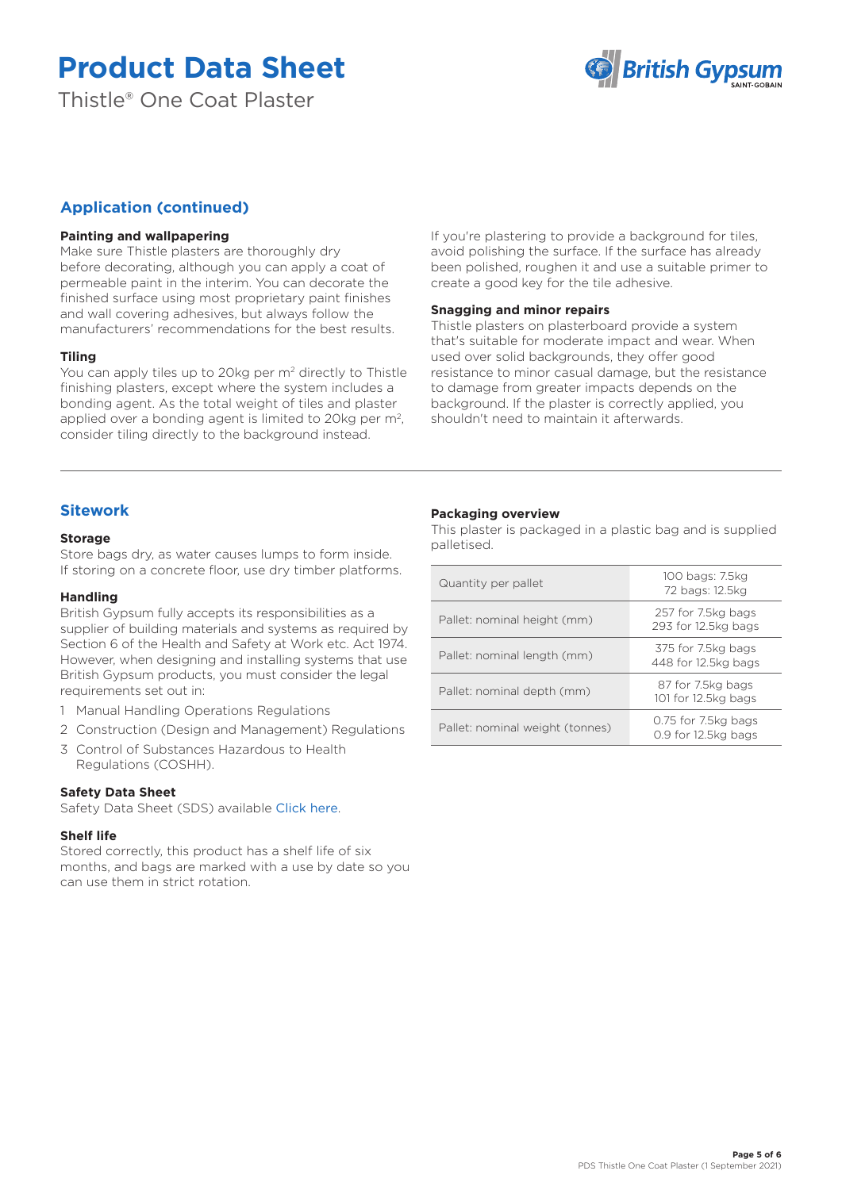# Product Data Sheet

Thistle® One Coat Plaster

## Application (continued)

**Painting and wallpapering**

Make sure Thistle plasters are thoroughly dry before decorating, although you can apply a coat of permeable paint in the interim. You can decorate the finished surface using most proprietary paint finishes and wall covering adhesives, but always follow the manufacturers' recommendations for the best results.

**Tiling**

You can apply tiles up to 20kg per m$^2$ directly to Thistle finishing plasters, except where the system includes a bonding agent. As the total weight of tiles and plaster applied over a bonding agent is limited to 20kg per m$^2$, consider tiling directly to the background instead.

If you're plastering to provide a background for tiles, avoid polishing the surface. If the surface has already been polished, roughen it and use a suitable primer to create a good key for the tile adhesive.

**Snagging and minor repairs**

Thistle plasters on plasterboard provide a system that's suitable for moderate impact and wear. When used over solid backgrounds, they offer good resistance to minor casual damage, but the resistance to damage from greater impacts depends on the background. If the plaster is correctly applied, you shouldn't need to maintain it afterwards.

## Sitework

**Storage**

Store bags dry, as water causes lumps to form inside. If storing on a concrete floor, use dry timber platforms.

**Handling**

British Gypsum fully accepts its responsibilities as a supplier of building materials and systems as required by Section 6 of the Health and Safety at Work etc. Act 1974. However, when designing and installing systems that use British Gypsum products, you must consider the legal requirements set out in:

1. Manual Handling Operations Regulations
2. Construction (Design and Management) Regulations
3. Control of Substances Hazardous to Health Regulations (COSHH).

**Safety Data Sheet**

Safety Data Sheet (SDS) available Click here.

**Shelf life**

Stored correctly, this product has a shelf life of six months, and bags are marked with a use by date so you can use them in strict rotation.

**Packaging overview**

This plaster is packaged in a plastic bag and is supplied palletised.

| | |
|---|---|
| Quantity per pallet | 100 bags: 7.5kg<br>72 bags: 12.5kg |
| Pallet: nominal height (mm) | 257 for 7.5kg bags<br>293 for 12.5kg bags |
| Pallet: nominal length (mm) | 375 for 7.5kg bags<br>448 for 12.5kg bags |
| Pallet: nominal depth (mm) | 87 for 7.5kg bags<br>101 for 12.5kg bags |
| Pallet: nominal weight (tonnes) | 0.75 for 7.5kg bags<br>0.9 for 12.5kg bags |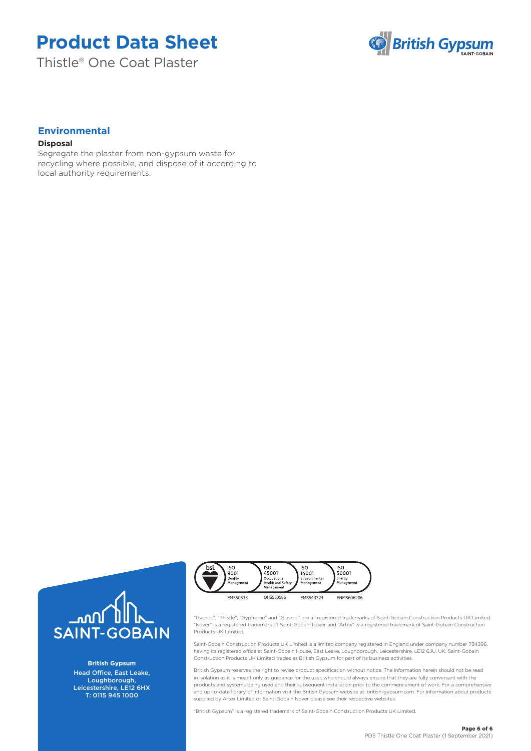## Environmental

**Disposal**

Segregate the plaster from non-gypsum waste for recycling where possible, and dispose of it according to local authority requirements.

**British Gypsum**
Head Office, East Leake, Loughborough, Leicestershire, LE12 6HX
T: 0115 945 1000

ISO 9001 Quality Management — FM550533
ISO 45001 Occupational Health and Safety Management — OHS550586
ISO 14001 Environmental Management — EMS543324
ISO 50001 Energy Management — ENMS606206

"Gyproc", "Thistle", "Gypframe" and "Glasroc" are all registered trademarks of Saint-Gobain Construction Products UK Limited. "Isover" is a registered trademark of Saint-Gobain Isover and "Artex" is a registered trademark of Saint-Gobain Construction Products UK Limited.

Saint-Gobain Construction Products UK Limited is a limited company registered in England under company number 734396, having its registered office at Saint-Gobain House, East Leake, Loughborough, Leicestershire, LE12 6JU, UK. Saint-Gobain Construction Products UK Limited trades as British Gypsum for part of its business activities.

British Gypsum reserves the right to revise product specification without notice. The information herein should not be read in isolation as it is meant only as guidance for the user, who should always ensure that they are fully conversant with the products and systems being used and their subsequent installation prior to the commencement of work. For a comprehensive and up-to-date library of information visit the British Gypsum website at: british-gypsum.com. For information about products supplied by Artex Limited or Saint-Gobain Isover please see their respective websites.

"British Gypsum" is a registered trademark of Saint-Gobain Construction Products UK Limited.

PDS Thistle One Coat Plaster (1 September 2021)